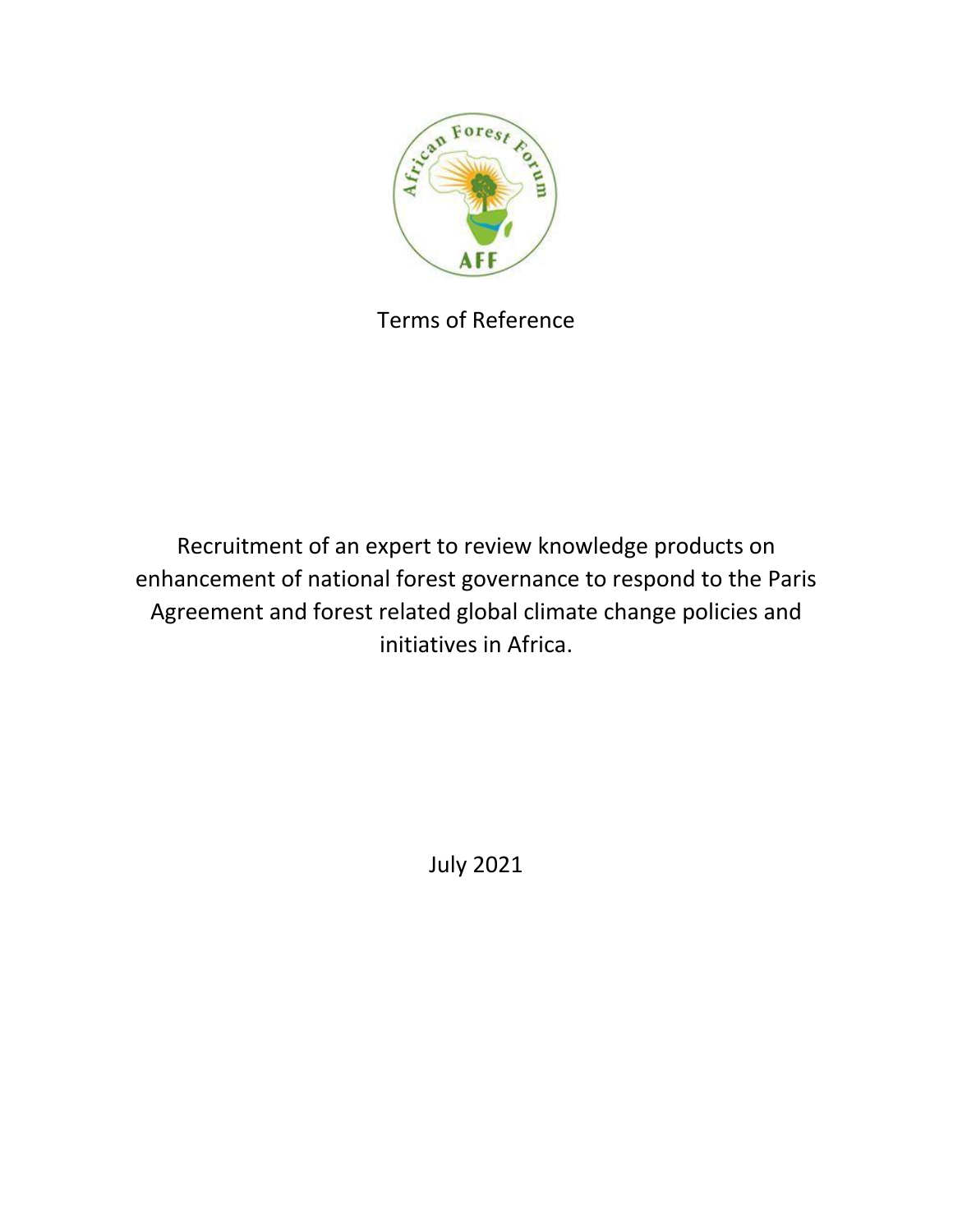Terms of Reference

# Recruitment of an expert to review knowledge products on enhancement of national forest governance to respond to the Paris Agreement and forest related global climate change policies and initiatives in Africa.

July 2021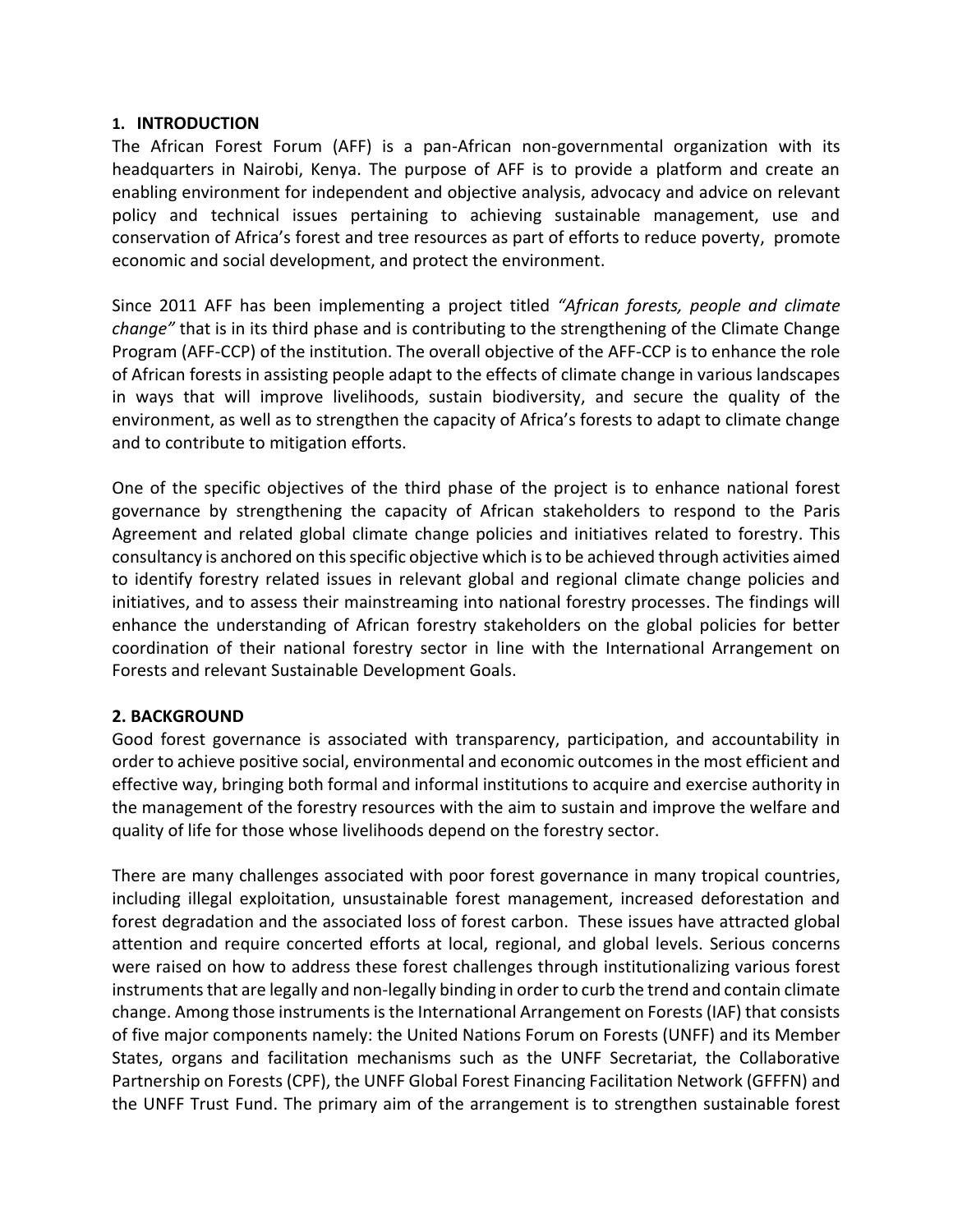## 1. INTRODUCTION

The African Forest Forum (AFF) is a pan-African non-governmental organization with its headquarters in Nairobi, Kenya. The purpose of AFF is to provide a platform and create an enabling environment for independent and objective analysis, advocacy and advice on relevant policy and technical issues pertaining to achieving sustainable management, use and conservation of Africa's forest and tree resources as part of efforts to reduce poverty, promote economic and social development, and protect the environment.

Since 2011 AFF has been implementing a project titled *"African forests, people and climate change"* that is in its third phase and is contributing to the strengthening of the Climate Change Program (AFF-CCP) of the institution. The overall objective of the AFF-CCP is to enhance the role of African forests in assisting people adapt to the effects of climate change in various landscapes in ways that will improve livelihoods, sustain biodiversity, and secure the quality of the environment, as well as to strengthen the capacity of Africa's forests to adapt to climate change and to contribute to mitigation efforts.

One of the specific objectives of the third phase of the project is to enhance national forest governance by strengthening the capacity of African stakeholders to respond to the Paris Agreement and related global climate change policies and initiatives related to forestry. This consultancy is anchored on this specific objective which is to be achieved through activities aimed to identify forestry related issues in relevant global and regional climate change policies and initiatives, and to assess their mainstreaming into national forestry processes. The findings will enhance the understanding of African forestry stakeholders on the global policies for better coordination of their national forestry sector in line with the International Arrangement on Forests and relevant Sustainable Development Goals.

## 2. BACKGROUND

Good forest governance is associated with transparency, participation, and accountability in order to achieve positive social, environmental and economic outcomes in the most efficient and effective way, bringing both formal and informal institutions to acquire and exercise authority in the management of the forestry resources with the aim to sustain and improve the welfare and quality of life for those whose livelihoods depend on the forestry sector.

There are many challenges associated with poor forest governance in many tropical countries, including illegal exploitation, unsustainable forest management, increased deforestation and forest degradation and the associated loss of forest carbon. These issues have attracted global attention and require concerted efforts at local, regional, and global levels. Serious concerns were raised on how to address these forest challenges through institutionalizing various forest instruments that are legally and non-legally binding in order to curb the trend and contain climate change. Among those instruments is the International Arrangement on Forests (IAF) that consists of five major components namely: the United Nations Forum on Forests (UNFF) and its Member States, organs and facilitation mechanisms such as the UNFF Secretariat, the Collaborative Partnership on Forests (CPF), the UNFF Global Forest Financing Facilitation Network (GFFFN) and the UNFF Trust Fund. The primary aim of the arrangement is to strengthen sustainable forest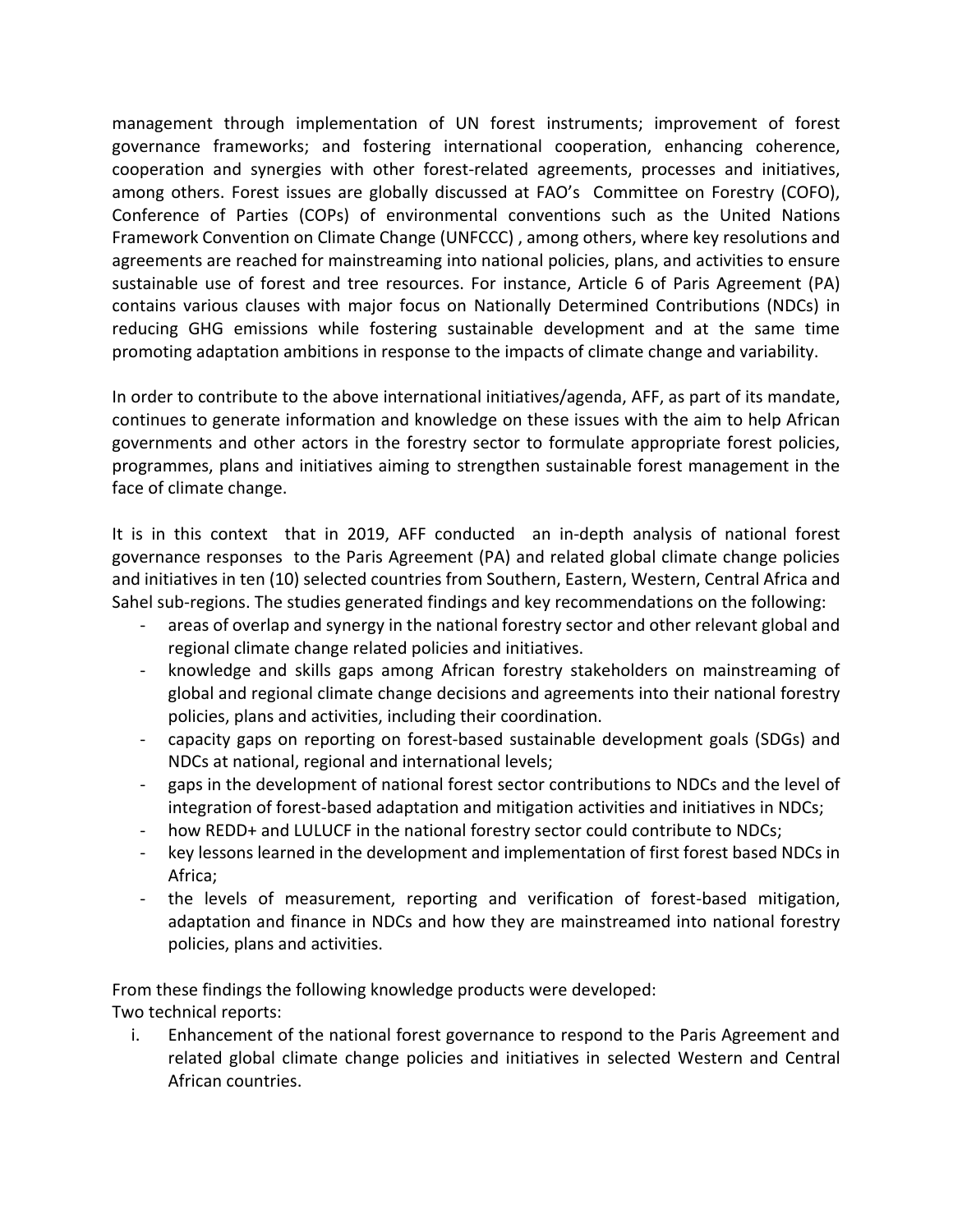management through implementation of UN forest instruments; improvement of forest governance frameworks; and fostering international cooperation, enhancing coherence, cooperation and synergies with other forest-related agreements, processes and initiatives, among others. Forest issues are globally discussed at FAO's Committee on Forestry (COFO), Conference of Parties (COPs) of environmental conventions such as the United Nations Framework Convention on Climate Change (UNFCCC) , among others, where key resolutions and agreements are reached for mainstreaming into national policies, plans, and activities to ensure sustainable use of forest and tree resources. For instance, Article 6 of Paris Agreement (PA) contains various clauses with major focus on Nationally Determined Contributions (NDCs) in reducing GHG emissions while fostering sustainable development and at the same time promoting adaptation ambitions in response to the impacts of climate change and variability.

In order to contribute to the above international initiatives/agenda, AFF, as part of its mandate, continues to generate information and knowledge on these issues with the aim to help African governments and other actors in the forestry sector to formulate appropriate forest policies, programmes, plans and initiatives aiming to strengthen sustainable forest management in the face of climate change.

It is in this context that in 2019, AFF conducted an in-depth analysis of national forest governance responses to the Paris Agreement (PA) and related global climate change policies and initiatives in ten (10) selected countries from Southern, Eastern, Western, Central Africa and Sahel sub-regions. The studies generated findings and key recommendations on the following:

- areas of overlap and synergy in the national forestry sector and other relevant global and regional climate change related policies and initiatives.
- knowledge and skills gaps among African forestry stakeholders on mainstreaming of global and regional climate change decisions and agreements into their national forestry policies, plans and activities, including their coordination.
- capacity gaps on reporting on forest-based sustainable development goals (SDGs) and NDCs at national, regional and international levels;
- gaps in the development of national forest sector contributions to NDCs and the level of integration of forest-based adaptation and mitigation activities and initiatives in NDCs;
- how REDD+ and LULUCF in the national forestry sector could contribute to NDCs;
- key lessons learned in the development and implementation of first forest based NDCs in Africa;
- the levels of measurement, reporting and verification of forest-based mitigation, adaptation and finance in NDCs and how they are mainstreamed into national forestry policies, plans and activities.

From these findings the following knowledge products were developed:
Two technical reports:

i. Enhancement of the national forest governance to respond to the Paris Agreement and related global climate change policies and initiatives in selected Western and Central African countries.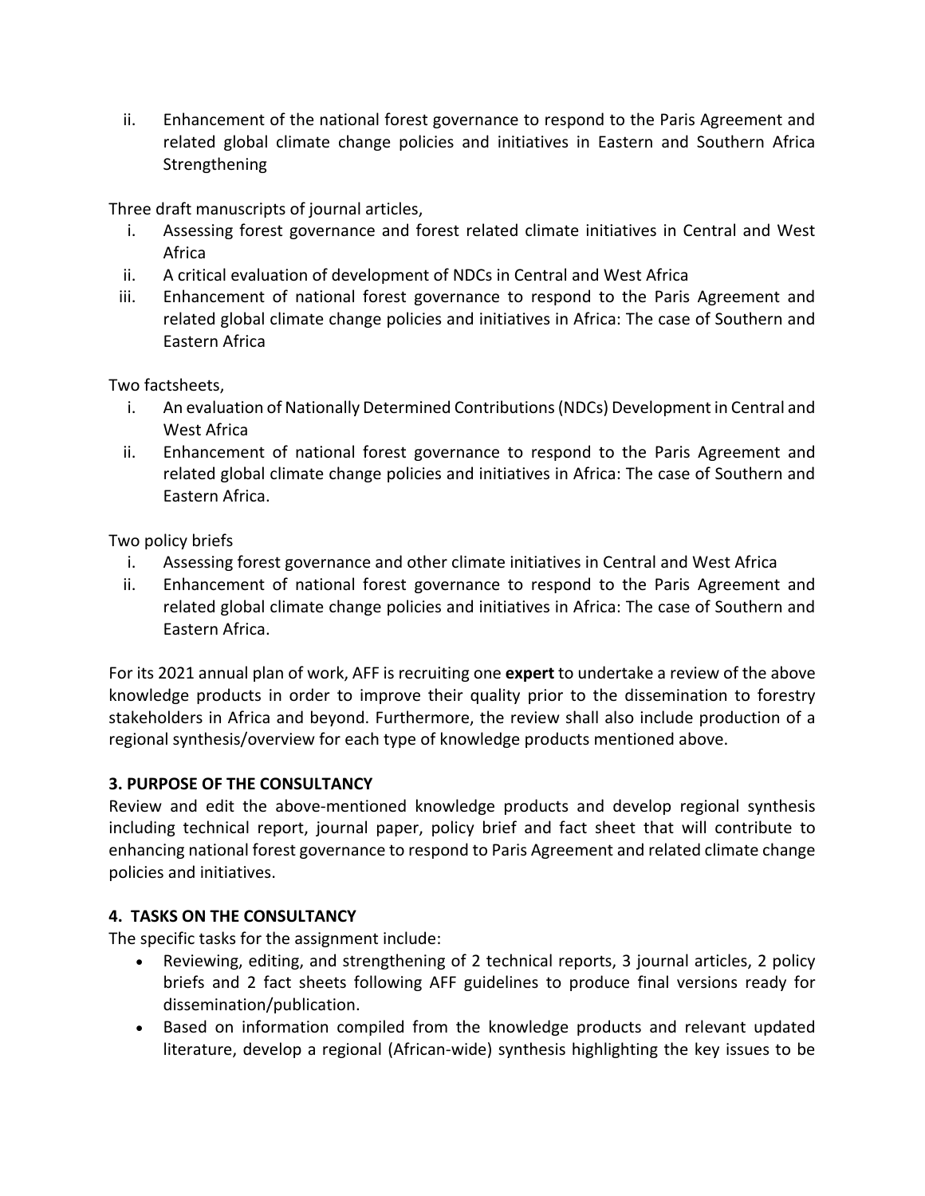ii. Enhancement of the national forest governance to respond to the Paris Agreement and related global climate change policies and initiatives in Eastern and Southern Africa Strengthening

Three draft manuscripts of journal articles,

i. Assessing forest governance and forest related climate initiatives in Central and West Africa
ii. A critical evaluation of development of NDCs in Central and West Africa
iii. Enhancement of national forest governance to respond to the Paris Agreement and related global climate change policies and initiatives in Africa: The case of Southern and Eastern Africa

Two factsheets,

i. An evaluation of Nationally Determined Contributions (NDCs) Development in Central and West Africa
ii. Enhancement of national forest governance to respond to the Paris Agreement and related global climate change policies and initiatives in Africa: The case of Southern and Eastern Africa.

Two policy briefs

i. Assessing forest governance and other climate initiatives in Central and West Africa
ii. Enhancement of national forest governance to respond to the Paris Agreement and related global climate change policies and initiatives in Africa: The case of Southern and Eastern Africa.

For its 2021 annual plan of work, AFF is recruiting one **expert** to undertake a review of the above knowledge products in order to improve their quality prior to the dissemination to forestry stakeholders in Africa and beyond. Furthermore, the review shall also include production of a regional synthesis/overview for each type of knowledge products mentioned above.

## 3. PURPOSE OF THE CONSULTANCY

Review and edit the above-mentioned knowledge products and develop regional synthesis including technical report, journal paper, policy brief and fact sheet that will contribute to enhancing national forest governance to respond to Paris Agreement and related climate change policies and initiatives.

## 4. TASKS ON THE CONSULTANCY

The specific tasks for the assignment include:

- Reviewing, editing, and strengthening of 2 technical reports, 3 journal articles, 2 policy briefs and 2 fact sheets following AFF guidelines to produce final versions ready for dissemination/publication.
- Based on information compiled from the knowledge products and relevant updated literature, develop a regional (African-wide) synthesis highlighting the key issues to be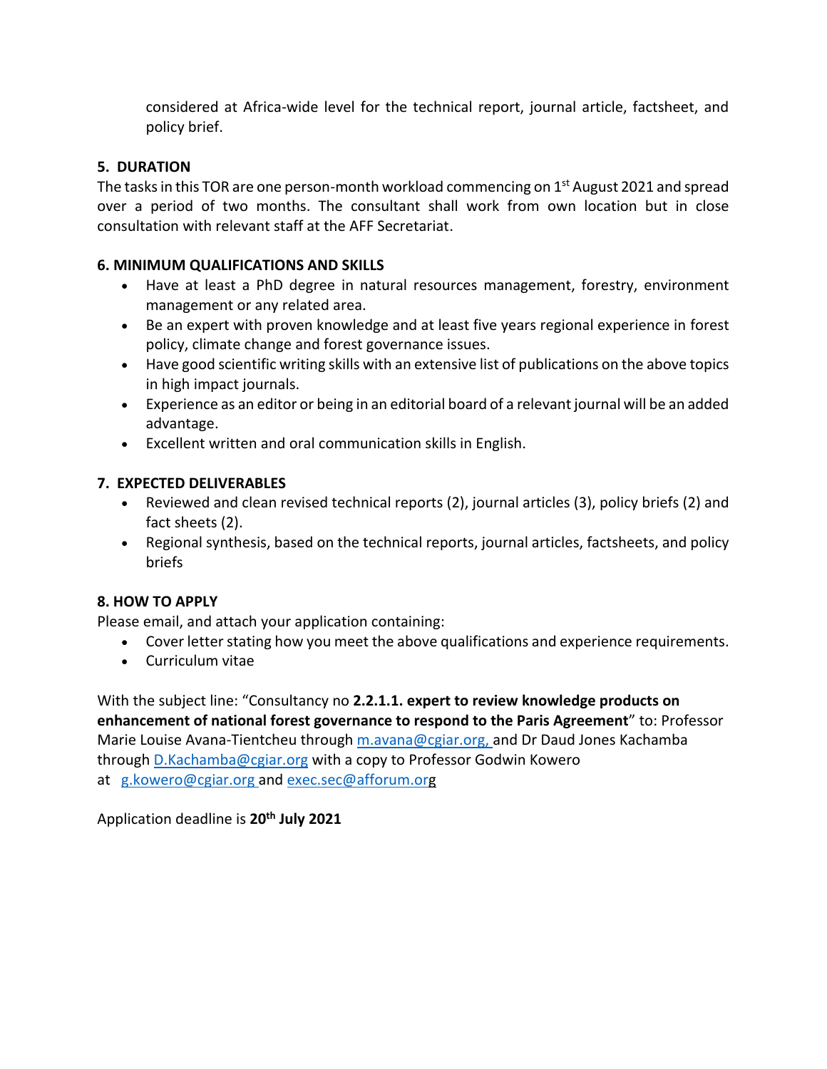considered at Africa-wide level for the technical report, journal article, factsheet, and policy brief.

## 5. DURATION

The tasks in this TOR are one person-month workload commencing on 1st August 2021 and spread over a period of two months. The consultant shall work from own location but in close consultation with relevant staff at the AFF Secretariat.

## 6. MINIMUM QUALIFICATIONS AND SKILLS

- Have at least a PhD degree in natural resources management, forestry, environment management or any related area.
- Be an expert with proven knowledge and at least five years regional experience in forest policy, climate change and forest governance issues.
- Have good scientific writing skills with an extensive list of publications on the above topics in high impact journals.
- Experience as an editor or being in an editorial board of a relevant journal will be an added advantage.
- Excellent written and oral communication skills in English.

## 7. EXPECTED DELIVERABLES

- Reviewed and clean revised technical reports (2), journal articles (3), policy briefs (2) and fact sheets (2).
- Regional synthesis, based on the technical reports, journal articles, factsheets, and policy briefs

## 8. HOW TO APPLY

Please email, and attach your application containing:

- Cover letter stating how you meet the above qualifications and experience requirements.
- Curriculum vitae

With the subject line: "Consultancy no **2.2.1.1. expert to review knowledge products on enhancement of national forest governance to respond to the Paris Agreement**" to: Professor Marie Louise Avana-Tientcheu through m.avana@cgiar.org, and Dr Daud Jones Kachamba through D.Kachamba@cgiar.org with a copy to Professor Godwin Kowero at g.kowero@cgiar.org and exec.sec@afforum.org

Application deadline is **20th July 2021**